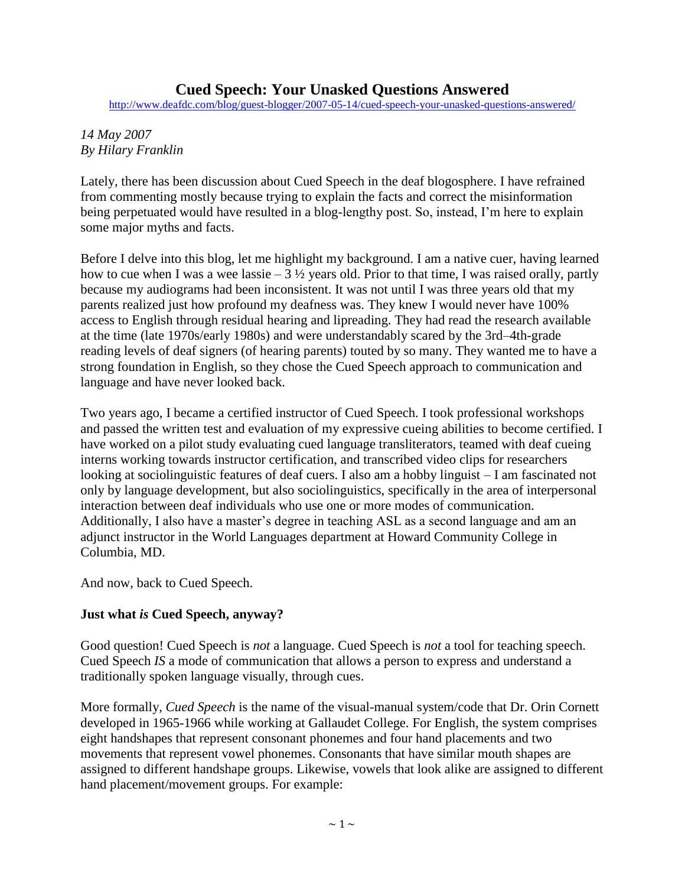# Cued Speech: Your Unasked Questions Answered

http://www.deafdc.com/blog/guest-blogger/2007-05-14/cued-speech-your-unasked-questions-answered/

*14 May 2007*
*By Hilary Franklin*

Lately, there has been discussion about Cued Speech in the deaf blogosphere. I have refrained from commenting mostly because trying to explain the facts and correct the misinformation being perpetuated would have resulted in a blog-lengthy post. So, instead, I'm here to explain some major myths and facts.

Before I delve into this blog, let me highlight my background. I am a native cuer, having learned how to cue when I was a wee lassie – 3 ½ years old. Prior to that time, I was raised orally, partly because my audiograms had been inconsistent. It was not until I was three years old that my parents realized just how profound my deafness was. They knew I would never have 100% access to English through residual hearing and lipreading. They had read the research available at the time (late 1970s/early 1980s) and were understandably scared by the 3rd–4th-grade reading levels of deaf signers (of hearing parents) touted by so many. They wanted me to have a strong foundation in English, so they chose the Cued Speech approach to communication and language and have never looked back.

Two years ago, I became a certified instructor of Cued Speech. I took professional workshops and passed the written test and evaluation of my expressive cueing abilities to become certified. I have worked on a pilot study evaluating cued language transliterators, teamed with deaf cueing interns working towards instructor certification, and transcribed video clips for researchers looking at sociolinguistic features of deaf cuers. I also am a hobby linguist – I am fascinated not only by language development, but also sociolinguistics, specifically in the area of interpersonal interaction between deaf individuals who use one or more modes of communication. Additionally, I also have a master's degree in teaching ASL as a second language and am an adjunct instructor in the World Languages department at Howard Community College in Columbia, MD.

And now, back to Cued Speech.

**Just what *is* Cued Speech, anyway?**

Good question! Cued Speech is *not* a language. Cued Speech is *not* a tool for teaching speech. Cued Speech *IS* a mode of communication that allows a person to express and understand a traditionally spoken language visually, through cues.

More formally, *Cued Speech* is the name of the visual-manual system/code that Dr. Orin Cornett developed in 1965-1966 while working at Gallaudet College. For English, the system comprises eight handshapes that represent consonant phonemes and four hand placements and two movements that represent vowel phonemes. Consonants that have similar mouth shapes are assigned to different handshape groups. Likewise, vowels that look alike are assigned to different hand placement/movement groups. For example: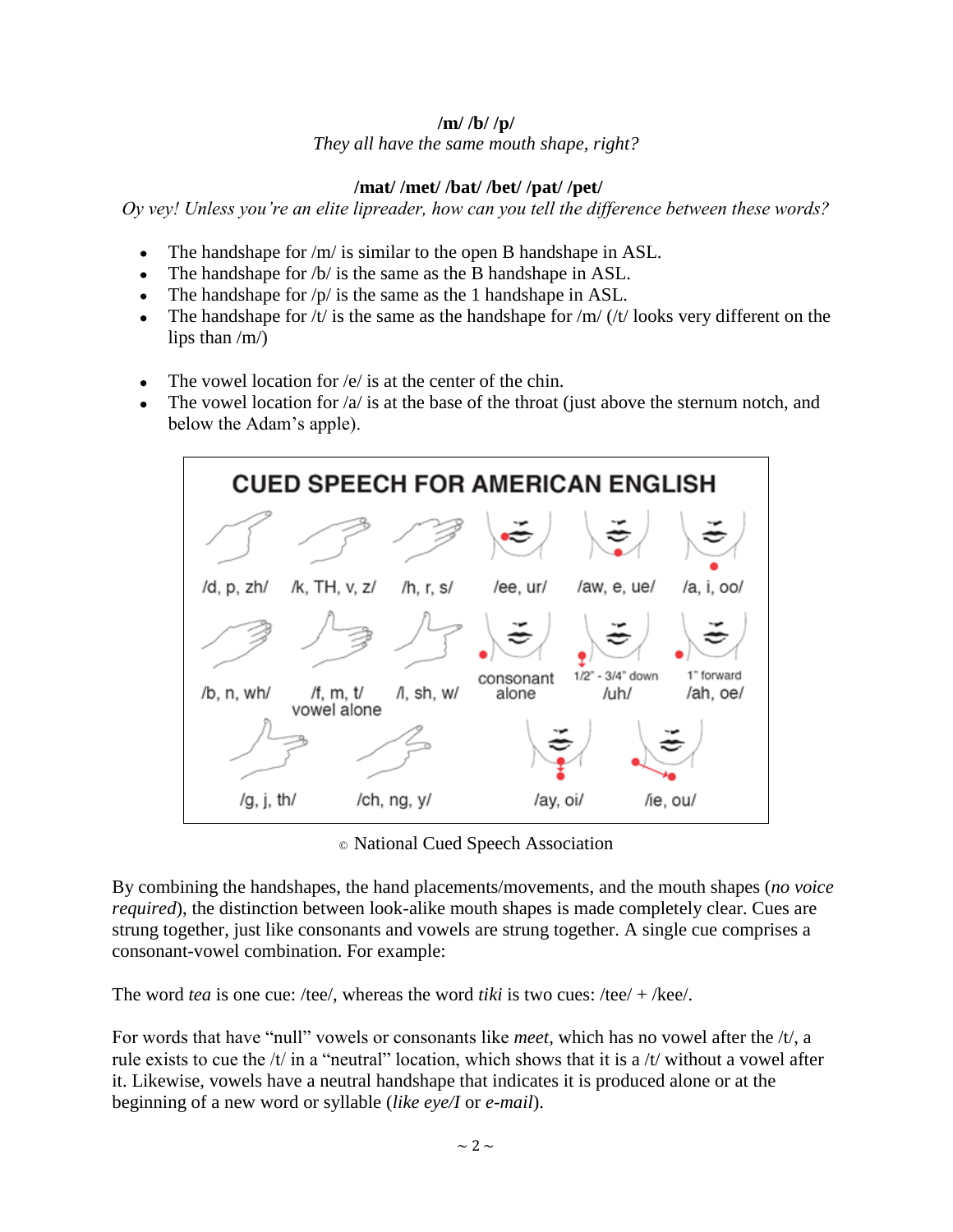**/m/ /b/ /p/**

*They all have the same mouth shape, right?*

**/mat/ /met/ /bat/ /bet/ /pat/ /pet/**

*Oy vey! Unless you're an elite lipreader, how can you tell the difference between these words?*

- The handshape for /m/ is similar to the open B handshape in ASL.
- The handshape for /b/ is the same as the B handshape in ASL.
- The handshape for /p/ is the same as the 1 handshape in ASL.
- The handshape for /t/ is the same as the handshape for /m/ (/t/ looks very different on the lips than /m/)

- The vowel location for /e/ is at the center of the chin.
- The vowel location for /a/ is at the base of the throat (just above the sternum notch, and below the Adam's apple).

**CUED SPEECH FOR AMERICAN ENGLISH**

/d, p, zh/ — /k, TH, v, z/ — /h, r, s/ — /ee, ur/ — /aw, e, ue/ — /a, i, oo/

/b, n, wh/ — /f, m, t/ vowel alone — /l, sh, w/ — consonant alone — 1/2" - 3/4" down /uh/ — 1" forward /ah, oe/

/g, j, th/ — /ch, ng, y/ — /ay, oi/ — /ie, ou/

© National Cued Speech Association

By combining the handshapes, the hand placements/movements, and the mouth shapes (*no voice required*), the distinction between look-alike mouth shapes is made completely clear. Cues are strung together, just like consonants and vowels are strung together. A single cue comprises a consonant-vowel combination. For example:

The word *tea* is one cue: /tee/, whereas the word *tiki* is two cues: /tee/ + /kee/.

For words that have "null" vowels or consonants like *meet*, which has no vowel after the /t/, a rule exists to cue the /t/ in a "neutral" location, which shows that it is a /t/ without a vowel after it. Likewise, vowels have a neutral handshape that indicates it is produced alone or at the beginning of a new word or syllable (*like eye/I* or *e-mail*).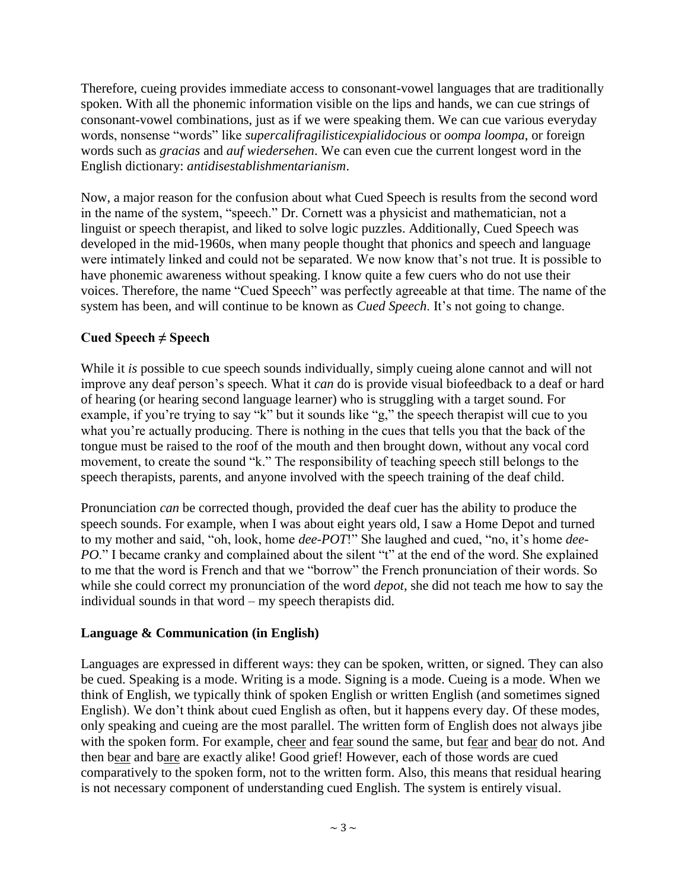Therefore, cueing provides immediate access to consonant-vowel languages that are traditionally spoken. With all the phonemic information visible on the lips and hands, we can cue strings of consonant-vowel combinations, just as if we were speaking them. We can cue various everyday words, nonsense "words" like *supercalifragilisticexpialidocious* or *oompa loompa*, or foreign words such as *gracias* and *auf wiedersehen*. We can even cue the current longest word in the English dictionary: *antidisestablishmentarianism*.

Now, a major reason for the confusion about what Cued Speech is results from the second word in the name of the system, "speech." Dr. Cornett was a physicist and mathematician, not a linguist or speech therapist, and liked to solve logic puzzles. Additionally, Cued Speech was developed in the mid-1960s, when many people thought that phonics and speech and language were intimately linked and could not be separated. We now know that's not true. It is possible to have phonemic awareness without speaking. I know quite a few cuers who do not use their voices. Therefore, the name "Cued Speech" was perfectly agreeable at that time. The name of the system has been, and will continue to be known as *Cued Speech*. It's not going to change.

### Cued Speech ≠ Speech

While it *is* possible to cue speech sounds individually, simply cueing alone cannot and will not improve any deaf person's speech. What it *can* do is provide visual biofeedback to a deaf or hard of hearing (or hearing second language learner) who is struggling with a target sound. For example, if you're trying to say "k" but it sounds like "g," the speech therapist will cue to you what you're actually producing. There is nothing in the cues that tells you that the back of the tongue must be raised to the roof of the mouth and then brought down, without any vocal cord movement, to create the sound "k." The responsibility of teaching speech still belongs to the speech therapists, parents, and anyone involved with the speech training of the deaf child.

Pronunciation *can* be corrected though, provided the deaf cuer has the ability to produce the speech sounds. For example, when I was about eight years old, I saw a Home Depot and turned to my mother and said, "oh, look, home *dee-POT*!" She laughed and cued, "no, it's home *dee-PO*." I became cranky and complained about the silent "t" at the end of the word. She explained to me that the word is French and that we "borrow" the French pronunciation of their words. So while she could correct my pronunciation of the word *depot*, she did not teach me how to say the individual sounds in that word – my speech therapists did.

### Language & Communication (in English)

Languages are expressed in different ways: they can be spoken, written, or signed. They can also be cued. Speaking is a mode. Writing is a mode. Signing is a mode. Cueing is a mode. When we think of English, we typically think of spoken English or written English (and sometimes signed English). We don't think about cued English as often, but it happens every day. Of these modes, only speaking and cueing are the most parallel. The written form of English does not always jibe with the spoken form. For example, ch<u>eer</u> and f<u>ear</u> sound the same, but f<u>ear</u> and b<u>ear</u> do not. And then b<u>ear</u> and b<u>are</u> are exactly alike! Good grief! However, each of those words are cued comparatively to the spoken form, not to the written form. Also, this means that residual hearing is not necessary component of understanding cued English. The system is entirely visual.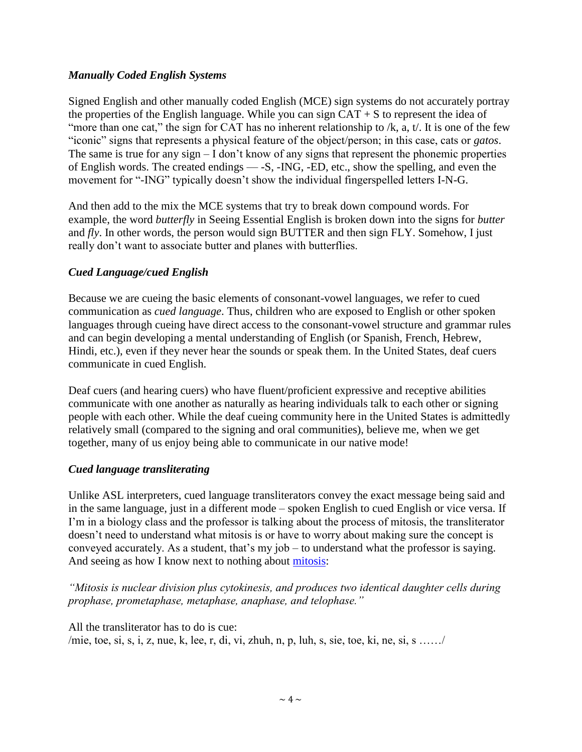### *Manually Coded English Systems*

Signed English and other manually coded English (MCE) sign systems do not accurately portray the properties of the English language. While you can sign CAT + S to represent the idea of "more than one cat," the sign for CAT has no inherent relationship to /k, a, t/. It is one of the few "iconic" signs that represents a physical feature of the object/person; in this case, cats or *gatos*. The same is true for any sign – I don't know of any signs that represent the phonemic properties of English words. The created endings — -S, -ING, -ED, etc., show the spelling, and even the movement for "-ING" typically doesn't show the individual fingerspelled letters I-N-G.

And then add to the mix the MCE systems that try to break down compound words. For example, the word *butterfly* in Seeing Essential English is broken down into the signs for *butter* and *fly*. In other words, the person would sign BUTTER and then sign FLY. Somehow, I just really don't want to associate butter and planes with butterflies.

### *Cued Language/cued English*

Because we are cueing the basic elements of consonant-vowel languages, we refer to cued communication as *cued language*. Thus, children who are exposed to English or other spoken languages through cueing have direct access to the consonant-vowel structure and grammar rules and can begin developing a mental understanding of English (or Spanish, French, Hebrew, Hindi, etc.), even if they never hear the sounds or speak them. In the United States, deaf cuers communicate in cued English.

Deaf cuers (and hearing cuers) who have fluent/proficient expressive and receptive abilities communicate with one another as naturally as hearing individuals talk to each other or signing people with each other. While the deaf cueing community here in the United States is admittedly relatively small (compared to the signing and oral communities), believe me, when we get together, many of us enjoy being able to communicate in our native mode!

### *Cued language transliterating*

Unlike ASL interpreters, cued language transliterators convey the exact message being said and in the same language, just in a different mode – spoken English to cued English or vice versa. If I'm in a biology class and the professor is talking about the process of mitosis, the transliterator doesn't need to understand what mitosis is or have to worry about making sure the concept is conveyed accurately. As a student, that's my job – to understand what the professor is saying. And seeing as how I know next to nothing about mitosis:

*"Mitosis is nuclear division plus cytokinesis, and produces two identical daughter cells during prophase, prometaphase, metaphase, anaphase, and telophase."*

All the transliterator has to do is cue:
/mie, toe, si, s, i, z, nue, k, lee, r, di, vi, zhuh, n, p, luh, s, sie, toe, ki, ne, si, s ……/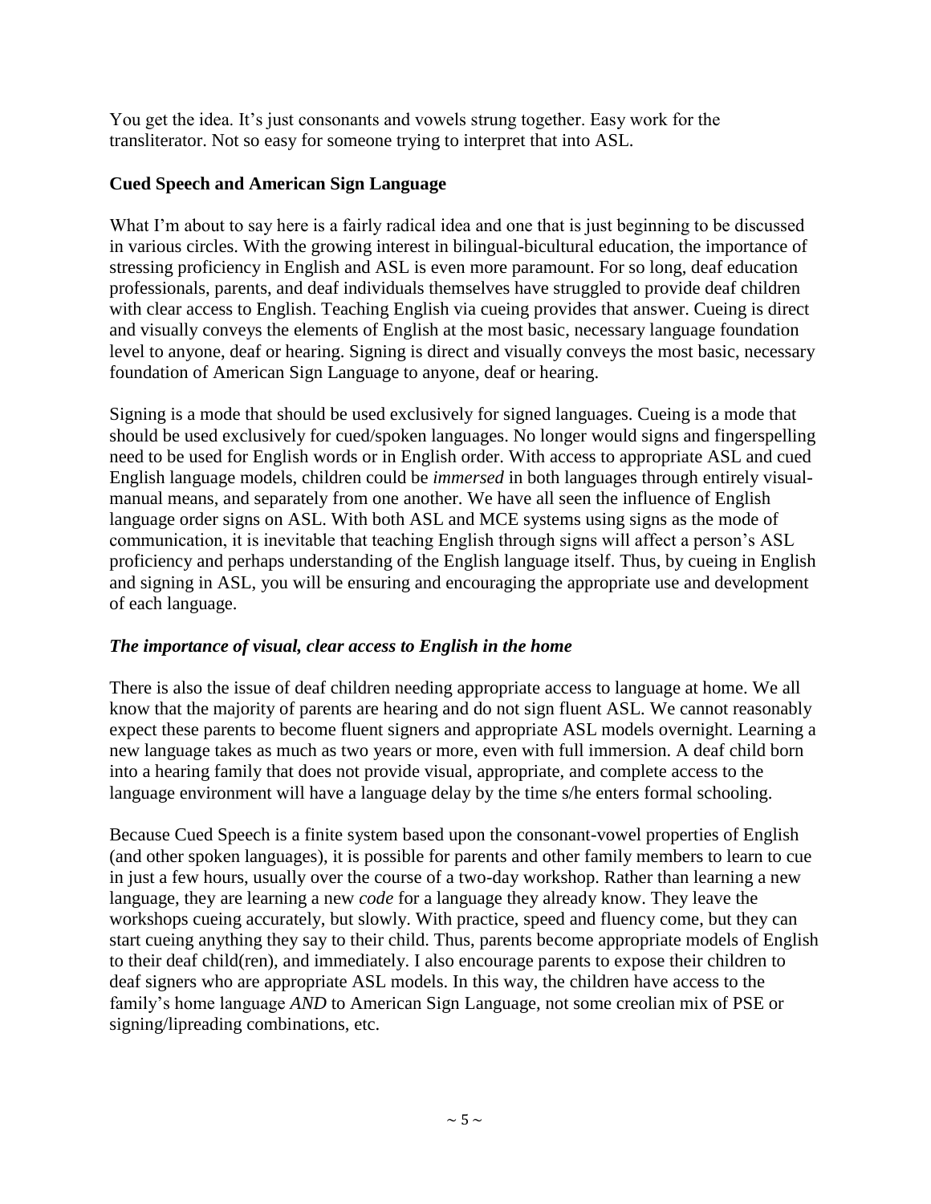You get the idea. It's just consonants and vowels strung together. Easy work for the transliterator. Not so easy for someone trying to interpret that into ASL.

### Cued Speech and American Sign Language

What I'm about to say here is a fairly radical idea and one that is just beginning to be discussed in various circles. With the growing interest in bilingual-bicultural education, the importance of stressing proficiency in English and ASL is even more paramount. For so long, deaf education professionals, parents, and deaf individuals themselves have struggled to provide deaf children with clear access to English. Teaching English via cueing provides that answer. Cueing is direct and visually conveys the elements of English at the most basic, necessary language foundation level to anyone, deaf or hearing. Signing is direct and visually conveys the most basic, necessary foundation of American Sign Language to anyone, deaf or hearing.

Signing is a mode that should be used exclusively for signed languages. Cueing is a mode that should be used exclusively for cued/spoken languages. No longer would signs and fingerspelling need to be used for English words or in English order. With access to appropriate ASL and cued English language models, children could be *immersed* in both languages through entirely visual-manual means, and separately from one another. We have all seen the influence of English language order signs on ASL. With both ASL and MCE systems using signs as the mode of communication, it is inevitable that teaching English through signs will affect a person's ASL proficiency and perhaps understanding of the English language itself. Thus, by cueing in English and signing in ASL, you will be ensuring and encouraging the appropriate use and development of each language.

#### *The importance of visual, clear access to English in the home*

There is also the issue of deaf children needing appropriate access to language at home. We all know that the majority of parents are hearing and do not sign fluent ASL. We cannot reasonably expect these parents to become fluent signers and appropriate ASL models overnight. Learning a new language takes as much as two years or more, even with full immersion. A deaf child born into a hearing family that does not provide visual, appropriate, and complete access to the language environment will have a language delay by the time s/he enters formal schooling.

Because Cued Speech is a finite system based upon the consonant-vowel properties of English (and other spoken languages), it is possible for parents and other family members to learn to cue in just a few hours, usually over the course of a two-day workshop. Rather than learning a new language, they are learning a new *code* for a language they already know. They leave the workshops cueing accurately, but slowly. With practice, speed and fluency come, but they can start cueing anything they say to their child. Thus, parents become appropriate models of English to their deaf child(ren), and immediately. I also encourage parents to expose their children to deaf signers who are appropriate ASL models. In this way, the children have access to the family's home language *AND* to American Sign Language, not some creolian mix of PSE or signing/lipreading combinations, etc.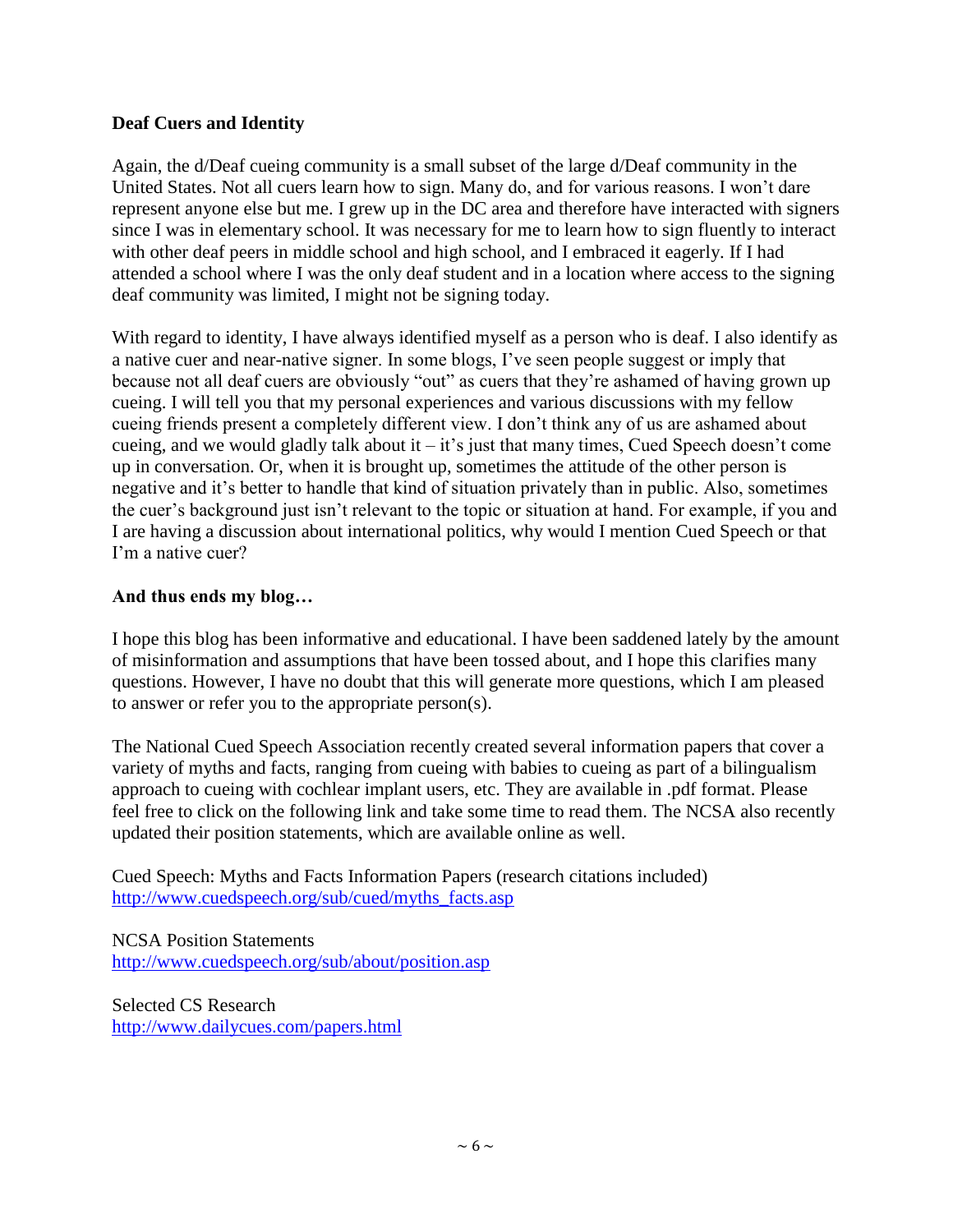**Deaf Cuers and Identity**

Again, the d/Deaf cueing community is a small subset of the large d/Deaf community in the United States. Not all cuers learn how to sign. Many do, and for various reasons. I won't dare represent anyone else but me. I grew up in the DC area and therefore have interacted with signers since I was in elementary school. It was necessary for me to learn how to sign fluently to interact with other deaf peers in middle school and high school, and I embraced it eagerly. If I had attended a school where I was the only deaf student and in a location where access to the signing deaf community was limited, I might not be signing today.

With regard to identity, I have always identified myself as a person who is deaf. I also identify as a native cuer and near-native signer. In some blogs, I've seen people suggest or imply that because not all deaf cuers are obviously "out" as cuers that they're ashamed of having grown up cueing. I will tell you that my personal experiences and various discussions with my fellow cueing friends present a completely different view. I don't think any of us are ashamed about cueing, and we would gladly talk about it – it's just that many times, Cued Speech doesn't come up in conversation. Or, when it is brought up, sometimes the attitude of the other person is negative and it's better to handle that kind of situation privately than in public. Also, sometimes the cuer's background just isn't relevant to the topic or situation at hand. For example, if you and I are having a discussion about international politics, why would I mention Cued Speech or that I'm a native cuer?

**And thus ends my blog…**

I hope this blog has been informative and educational. I have been saddened lately by the amount of misinformation and assumptions that have been tossed about, and I hope this clarifies many questions. However, I have no doubt that this will generate more questions, which I am pleased to answer or refer you to the appropriate person(s).

The National Cued Speech Association recently created several information papers that cover a variety of myths and facts, ranging from cueing with babies to cueing as part of a bilingualism approach to cueing with cochlear implant users, etc. They are available in .pdf format. Please feel free to click on the following link and take some time to read them. The NCSA also recently updated their position statements, which are available online as well.

Cued Speech: Myths and Facts Information Papers (research citations included)
http://www.cuedspeech.org/sub/cued/myths_facts.asp

NCSA Position Statements
http://www.cuedspeech.org/sub/about/position.asp

Selected CS Research
http://www.dailycues.com/papers.html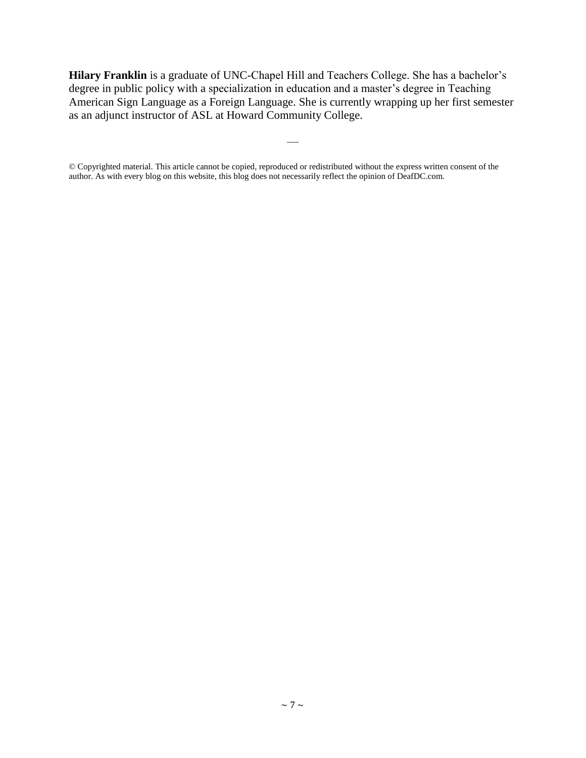**Hilary Franklin** is a graduate of UNC-Chapel Hill and Teachers College. She has a bachelor's degree in public policy with a specialization in education and a master's degree in Teaching American Sign Language as a Foreign Language. She is currently wrapping up her first semester as an adjunct instructor of ASL at Howard Community College.

—

© Copyrighted material. This article cannot be copied, reproduced or redistributed without the express written consent of the author. As with every blog on this website, this blog does not necessarily reflect the opinion of DeafDC.com.